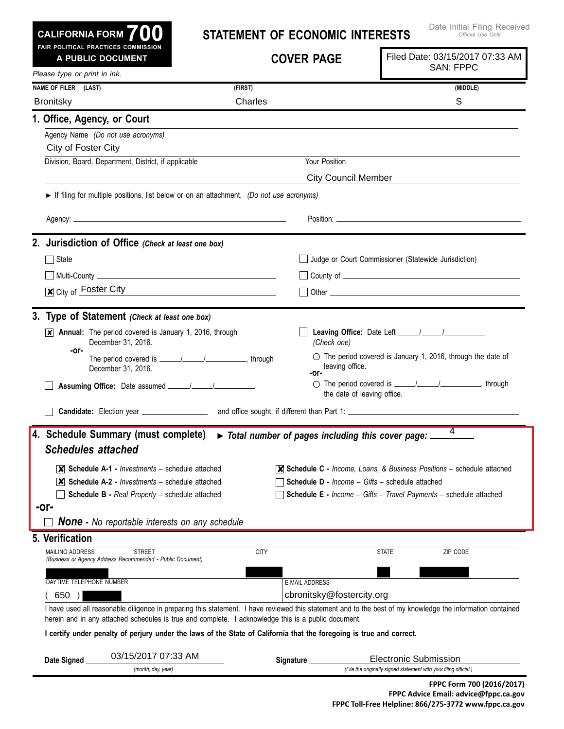**CALIFORNIA FORM 700**
**FAIR POLITICAL PRACTICES COMMISSION**
**A PUBLIC DOCUMENT**

# STATEMENT OF ECONOMIC INTERESTS

## COVER PAGE

Date Initial Filing Received
*Official Use Only*

Filed Date: 03/15/2017 07:33 AM
SAN: FPPC

*Please type or print in ink.*

| NAME OF FILER (LAST) | (FIRST) | (MIDDLE) |
|---|---|---|
| Bronitsky | Charles | S |

## 1. Office, Agency, or Court

Agency Name *(Do not use acronyms)*
City of Foster City

Division, Board, Department, District, if applicable

Your Position
City Council Member

► If filing for multiple positions, list below or on an attachment. *(Do not use acronyms)*

Agency: ______________________ Position: ______________________

## 2. Jurisdiction of Office *(Check at least one box)*

- [ ] State
- [ ] Judge or Court Commissioner (Statewide Jurisdiction)
- [ ] Multi-County ______________________
- [ ] County of ______________________
- [x] City of Foster City
- [ ] Other ______________________

## 3. Type of Statement *(Check at least one box)*

- [x] **Annual:** The period covered is January 1, 2016, through December 31, 2016.
  **-or-**
  The period covered is ____/____/________, through December 31, 2016.
- [ ] **Leaving Office:** Date Left ____/____/________
  *(Check one)*
  - ○ The period covered is January 1, 2016, through the date of leaving office.
  **-or-**
  - ○ The period covered is ____/____/________, through the date of leaving office.
- [ ] **Assuming Office:** Date assumed ____/____/________
- [ ] **Candidate:** Election year ____________ and office sought, if different than Part 1: ______________________

## 4. Schedule Summary (must complete) ► *Total number of pages including this cover page:* 4

### *Schedules attached*

- [x] **Schedule A-1 -** *Investments* – schedule attached
- [x] **Schedule A-2 -** *Investments* – schedule attached
- [ ] **Schedule B -** *Real Property* – schedule attached
- [x] **Schedule C -** *Income, Loans, & Business Positions* – schedule attached
- [ ] **Schedule D -** *Income – Gifts* – schedule attached
- [ ] **Schedule E -** *Income – Gifts – Travel Payments* – schedule attached

**-or-**

- [ ] ***None*** **-** *No reportable interests on any schedule*

## 5. Verification

| MAILING ADDRESS STREET *(Business or Agency Address Recommended - Public Document)* | CITY | STATE | ZIP CODE |
|---|---|---|---|
| | [redacted] | [redacted] | [redacted] |

| DAYTIME TELEPHONE NUMBER | E-MAIL ADDRESS |
|---|---|
| ( 650 ) [redacted] | cbronitsky@fostercity.org |

I have used all reasonable diligence in preparing this statement. I have reviewed this statement and to the best of my knowledge the information contained herein and in any attached schedules is true and complete. I acknowledge this is a public document.

**I certify under penalty of perjury under the laws of the State of California that the foregoing is true and correct.**

**Date Signed** 03/15/2017 07:33 AM
*(month, day, year)*

**Signature** Electronic Submission
*(File the originally signed statement with your filing official.)*

**FPPC Form 700 (2016/2017)**
**FPPC Advice Email: advice@fppc.ca.gov**
**FPPC Toll-Free Helpline: 866/275-3772 www.fppc.ca.gov**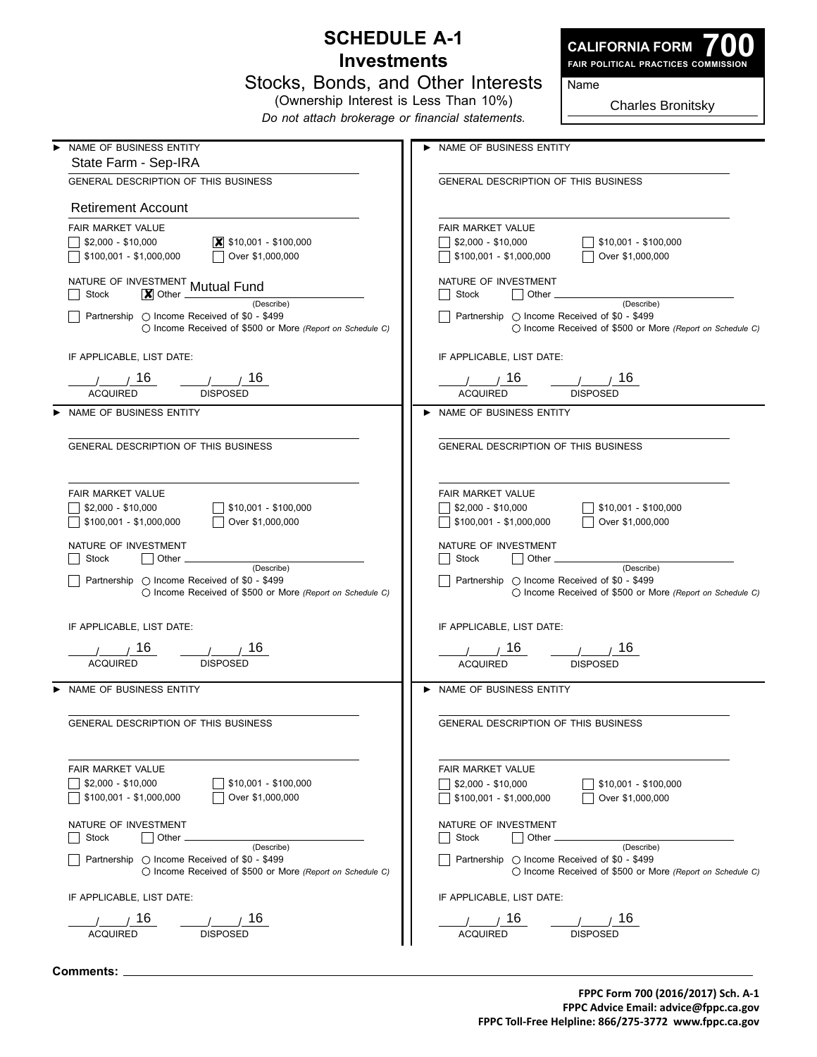# SCHEDULE A-1

## Investments

### Stocks, Bonds, and Other Interests

(Ownership Interest is Less Than 10%)

*Do not attach brokerage or financial statements.*

**CALIFORNIA FORM 700**
**FAIR POLITICAL PRACTICES COMMISSION**

Name: Charles Bronitsky

---

► NAME OF BUSINESS ENTITY
State Farm - Sep-IRA

GENERAL DESCRIPTION OF THIS BUSINESS
Retirement Account

FAIR MARKET VALUE
- [ ] $2,000 - $10,000
- [x] $10,001 - $100,000
- [ ] $100,001 - $1,000,000
- [ ] Over $1,000,000

NATURE OF INVESTMENT
- [ ] Stock
- [x] Other: Mutual Fund (Describe)
- [ ] Partnership ○ Income Received of $0 - $499 ○ Income Received of $500 or More *(Report on Schedule C)*

IF APPLICABLE, LIST DATE:

___/___/ 16 ACQUIRED ___/___/ 16 DISPOSED

---

► NAME OF BUSINESS ENTITY

GENERAL DESCRIPTION OF THIS BUSINESS

FAIR MARKET VALUE
- [ ] $2,000 - $10,000
- [ ] $10,001 - $100,000
- [ ] $100,001 - $1,000,000
- [ ] Over $1,000,000

NATURE OF INVESTMENT
- [ ] Stock
- [ ] Other ______ (Describe)
- [ ] Partnership ○ Income Received of $0 - $499 ○ Income Received of $500 or More *(Report on Schedule C)*

IF APPLICABLE, LIST DATE:

___/___/ 16 ACQUIRED ___/___/ 16 DISPOSED

---

► NAME OF BUSINESS ENTITY

GENERAL DESCRIPTION OF THIS BUSINESS

FAIR MARKET VALUE
- [ ] $2,000 - $10,000
- [ ] $10,001 - $100,000
- [ ] $100,001 - $1,000,000
- [ ] Over $1,000,000

NATURE OF INVESTMENT
- [ ] Stock
- [ ] Other ______ (Describe)
- [ ] Partnership ○ Income Received of $0 - $499 ○ Income Received of $500 or More *(Report on Schedule C)*

IF APPLICABLE, LIST DATE:

___/___/ 16 ACQUIRED ___/___/ 16 DISPOSED

---

► NAME OF BUSINESS ENTITY

GENERAL DESCRIPTION OF THIS BUSINESS

FAIR MARKET VALUE
- [ ] $2,000 - $10,000
- [ ] $10,001 - $100,000
- [ ] $100,001 - $1,000,000
- [ ] Over $1,000,000

NATURE OF INVESTMENT
- [ ] Stock
- [ ] Other ______ (Describe)
- [ ] Partnership ○ Income Received of $0 - $499 ○ Income Received of $500 or More *(Report on Schedule C)*

IF APPLICABLE, LIST DATE:

___/___/ 16 ACQUIRED ___/___/ 16 DISPOSED

---

► NAME OF BUSINESS ENTITY

GENERAL DESCRIPTION OF THIS BUSINESS

FAIR MARKET VALUE
- [ ] $2,000 - $10,000
- [ ] $10,001 - $100,000
- [ ] $100,001 - $1,000,000
- [ ] Over $1,000,000

NATURE OF INVESTMENT
- [ ] Stock
- [ ] Other ______ (Describe)
- [ ] Partnership ○ Income Received of $0 - $499 ○ Income Received of $500 or More *(Report on Schedule C)*

IF APPLICABLE, LIST DATE:

___/___/ 16 ACQUIRED ___/___/ 16 DISPOSED

---

► NAME OF BUSINESS ENTITY

GENERAL DESCRIPTION OF THIS BUSINESS

FAIR MARKET VALUE
- [ ] $2,000 - $10,000
- [ ] $10,001 - $100,000
- [ ] $100,001 - $1,000,000
- [ ] Over $1,000,000

NATURE OF INVESTMENT
- [ ] Stock
- [ ] Other ______ (Describe)
- [ ] Partnership ○ Income Received of $0 - $499 ○ Income Received of $500 or More *(Report on Schedule C)*

IF APPLICABLE, LIST DATE:

___/___/ 16 ACQUIRED ___/___/ 16 DISPOSED

---

**Comments:** ______

**FPPC Form 700 (2016/2017) Sch. A-1**
**FPPC Advice Email: advice@fppc.ca.gov**
**FPPC Toll-Free Helpline: 866/275-3772 www.fppc.ca.gov**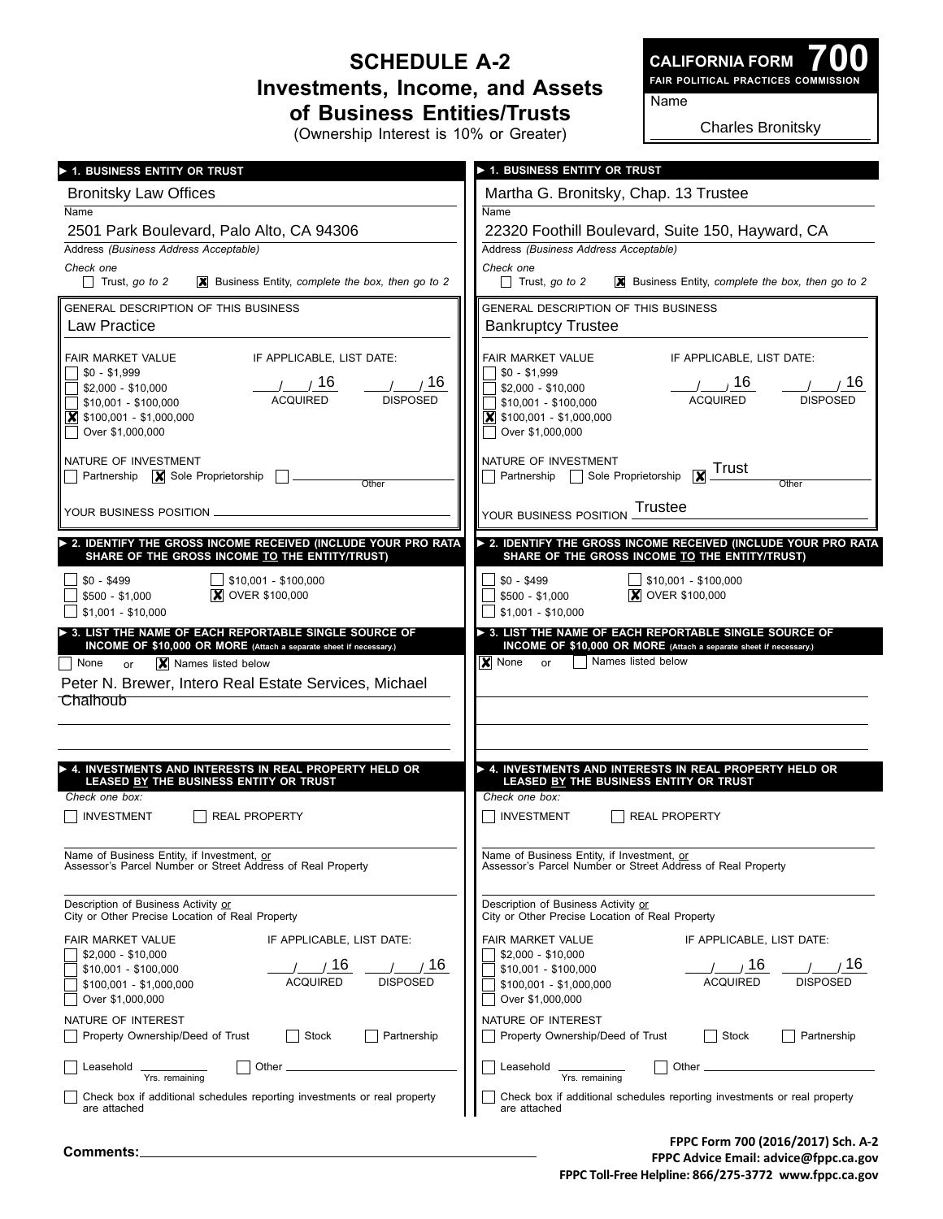# SCHEDULE A-2
## Investments, Income, and Assets of Business Entities/Trusts
(Ownership Interest is 10% or Greater)

**CALIFORNIA FORM 700**
**FAIR POLITICAL PRACTICES COMMISSION**

Name: Charles Bronitsky

---

### ► 1. BUSINESS ENTITY OR TRUST

Name: Bronitsky Law Offices

Address *(Business Address Acceptable)*: 2501 Park Boulevard, Palo Alto, CA 94306

*Check one*
- [ ] Trust, *go to 2*
- [x] Business Entity, *complete the box, then go to 2*

GENERAL DESCRIPTION OF THIS BUSINESS: Law Practice

FAIR MARKET VALUE
- [ ] $0 - $1,999
- [ ] $2,000 - $10,000
- [ ] $10,001 - $100,000
- [x] $100,001 - $1,000,000
- [ ] Over $1,000,000

IF APPLICABLE, LIST DATE: ___/___/16 ACQUIRED ___/___/16 DISPOSED

NATURE OF INVESTMENT
- [ ] Partnership
- [x] Sole Proprietorship
- [ ] Other ________

YOUR BUSINESS POSITION ________

### ► 2. IDENTIFY THE GROSS INCOME RECEIVED (INCLUDE YOUR PRO RATA SHARE OF THE GROSS INCOME TO THE ENTITY/TRUST)

- [ ] $0 - $499
- [ ] $500 - $1,000
- [ ] $1,001 - $10,000
- [ ] $10,001 - $100,000
- [x] OVER $100,000

### ► 3. LIST THE NAME OF EACH REPORTABLE SINGLE SOURCE OF INCOME OF $10,000 OR MORE (Attach a separate sheet if necessary.)

- [ ] None or
- [x] Names listed below

Peter N. Brewer, Intero Real Estate Services, Michael Chalhoub

### ► 4. INVESTMENTS AND INTERESTS IN REAL PROPERTY HELD OR LEASED BY THE BUSINESS ENTITY OR TRUST

*Check one box:*
- [ ] INVESTMENT
- [ ] REAL PROPERTY

Name of Business Entity, if Investment, or Assessor's Parcel Number or Street Address of Real Property: ________

Description of Business Activity or City or Other Precise Location of Real Property: ________

FAIR MARKET VALUE
- [ ] $2,000 - $10,000
- [ ] $10,001 - $100,000
- [ ] $100,001 - $1,000,000
- [ ] Over $1,000,000

IF APPLICABLE, LIST DATE: ___/___/16 ACQUIRED ___/___/16 DISPOSED

NATURE OF INTEREST
- [ ] Property Ownership/Deed of Trust
- [ ] Stock
- [ ] Partnership
- [ ] Leasehold ________ Yrs. remaining
- [ ] Other ________

- [ ] Check box if additional schedules reporting investments or real property are attached

---

### ► 1. BUSINESS ENTITY OR TRUST

Name: Martha G. Bronitsky, Chap. 13 Trustee

Address *(Business Address Acceptable)*: 22320 Foothill Boulevard, Suite 150, Hayward, CA

*Check one*
- [ ] Trust, *go to 2*
- [x] Business Entity, *complete the box, then go to 2*

GENERAL DESCRIPTION OF THIS BUSINESS: Bankruptcy Trustee

FAIR MARKET VALUE
- [ ] $0 - $1,999
- [ ] $2,000 - $10,000
- [ ] $10,001 - $100,000
- [x] $100,001 - $1,000,000
- [ ] Over $1,000,000

IF APPLICABLE, LIST DATE: ___/___/16 ACQUIRED ___/___/16 DISPOSED

NATURE OF INVESTMENT
- [ ] Partnership
- [ ] Sole Proprietorship
- [x] Other: Trust

YOUR BUSINESS POSITION: Trustee

### ► 2. IDENTIFY THE GROSS INCOME RECEIVED (INCLUDE YOUR PRO RATA SHARE OF THE GROSS INCOME TO THE ENTITY/TRUST)

- [ ] $0 - $499
- [ ] $500 - $1,000
- [ ] $1,001 - $10,000
- [ ] $10,001 - $100,000
- [x] OVER $100,000

### ► 3. LIST THE NAME OF EACH REPORTABLE SINGLE SOURCE OF INCOME OF $10,000 OR MORE (Attach a separate sheet if necessary.)

- [x] None or
- [ ] Names listed below

### ► 4. INVESTMENTS AND INTERESTS IN REAL PROPERTY HELD OR LEASED BY THE BUSINESS ENTITY OR TRUST

*Check one box:*
- [ ] INVESTMENT
- [ ] REAL PROPERTY

Name of Business Entity, if Investment, or Assessor's Parcel Number or Street Address of Real Property: ________

Description of Business Activity or City or Other Precise Location of Real Property: ________

FAIR MARKET VALUE
- [ ] $2,000 - $10,000
- [ ] $10,001 - $100,000
- [ ] $100,001 - $1,000,000
- [ ] Over $1,000,000

IF APPLICABLE, LIST DATE: ___/___/16 ACQUIRED ___/___/16 DISPOSED

NATURE OF INTEREST
- [ ] Property Ownership/Deed of Trust
- [ ] Stock
- [ ] Partnership
- [ ] Leasehold ________ Yrs. remaining
- [ ] Other ________

- [ ] Check box if additional schedules reporting investments or real property are attached

---

**Comments:** ________

FPPC Form 700 (2016/2017) Sch. A-2
FPPC Advice Email: advice@fppc.ca.gov
FPPC Toll-Free Helpline: 866/275-3772 www.fppc.ca.gov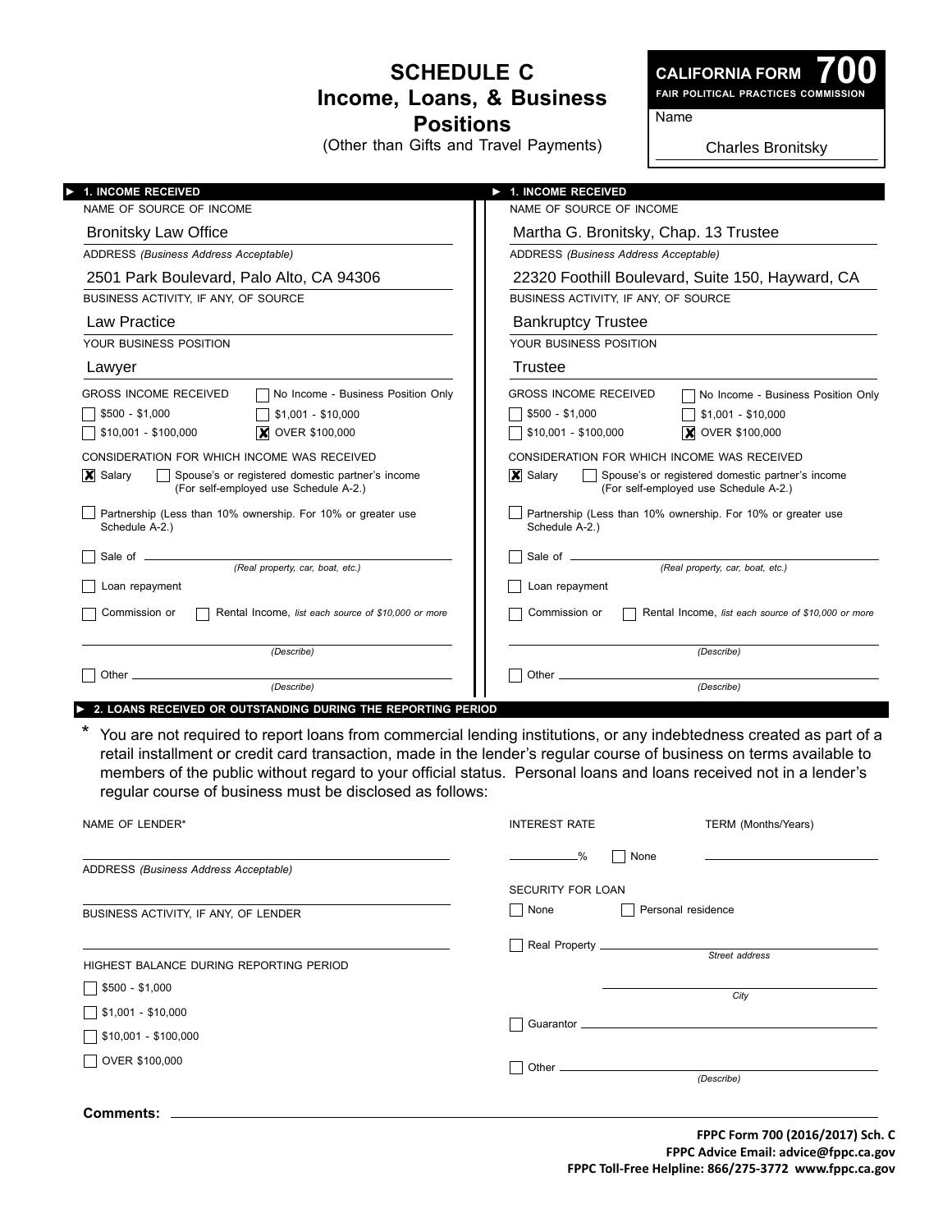# SCHEDULE C
## Income, Loans, & Business Positions

(Other than Gifts and Travel Payments)

**CALIFORNIA FORM 700**
FAIR POLITICAL PRACTICES COMMISSION

Name

Charles Bronitsky

### ► 1. INCOME RECEIVED

NAME OF SOURCE OF INCOME

Bronitsky Law Office

ADDRESS *(Business Address Acceptable)*

2501 Park Boulevard, Palo Alto, CA 94306

BUSINESS ACTIVITY, IF ANY, OF SOURCE

Law Practice

YOUR BUSINESS POSITION

Lawyer

GROSS INCOME RECEIVED

- [ ] No Income - Business Position Only
- [ ] $500 - $1,000
- [ ] $1,001 - $10,000
- [ ] $10,001 - $100,000
- [x] OVER $100,000

CONSIDERATION FOR WHICH INCOME WAS RECEIVED

- [x] Salary
- [ ] Spouse's or registered domestic partner's income (For self-employed use Schedule A-2.)
- [ ] Partnership (Less than 10% ownership. For 10% or greater use Schedule A-2.)
- [ ] Sale of ______ *(Real property, car, boat, etc.)*
- [ ] Loan repayment
- [ ] Commission or
- [ ] Rental Income, *list each source of $10,000 or more*

______ *(Describe)*

- [ ] Other ______ *(Describe)*

### ► 1. INCOME RECEIVED

NAME OF SOURCE OF INCOME

Martha G. Bronitsky, Chap. 13 Trustee

ADDRESS *(Business Address Acceptable)*

22320 Foothill Boulevard, Suite 150, Hayward, CA

BUSINESS ACTIVITY, IF ANY, OF SOURCE

Bankruptcy Trustee

YOUR BUSINESS POSITION

Trustee

GROSS INCOME RECEIVED

- [ ] No Income - Business Position Only
- [ ] $500 - $1,000
- [ ] $1,001 - $10,000
- [ ] $10,001 - $100,000
- [x] OVER $100,000

CONSIDERATION FOR WHICH INCOME WAS RECEIVED

- [x] Salary
- [ ] Spouse's or registered domestic partner's income (For self-employed use Schedule A-2.)
- [ ] Partnership (Less than 10% ownership. For 10% or greater use Schedule A-2.)
- [ ] Sale of ______ *(Real property, car, boat, etc.)*
- [ ] Loan repayment
- [ ] Commission or
- [ ] Rental Income, *list each source of $10,000 or more*

______ *(Describe)*

- [ ] Other ______ *(Describe)*

### ► 2. LOANS RECEIVED OR OUTSTANDING DURING THE REPORTING PERIOD

\* You are not required to report loans from commercial lending institutions, or any indebtedness created as part of a retail installment or credit card transaction, made in the lender's regular course of business on terms available to members of the public without regard to your official status. Personal loans and loans received not in a lender's regular course of business must be disclosed as follows:

NAME OF LENDER*

______

ADDRESS *(Business Address Acceptable)*

______

BUSINESS ACTIVITY, IF ANY, OF LENDER

______

HIGHEST BALANCE DURING REPORTING PERIOD

- [ ] $500 - $1,000
- [ ] $1,001 - $10,000
- [ ] $10,001 - $100,000
- [ ] OVER $100,000

INTEREST RATE

______% [ ] None

TERM (Months/Years)

______

SECURITY FOR LOAN

- [ ] None
- [ ] Personal residence
- [ ] Real Property ______ *Street address*

______ *City*

- [ ] Guarantor ______
- [ ] Other ______ *(Describe)*

**Comments:** ______

FPPC Form 700 (2016/2017) Sch. C
FPPC Advice Email: advice@fppc.ca.gov
FPPC Toll-Free Helpline: 866/275-3772 www.fppc.ca.gov